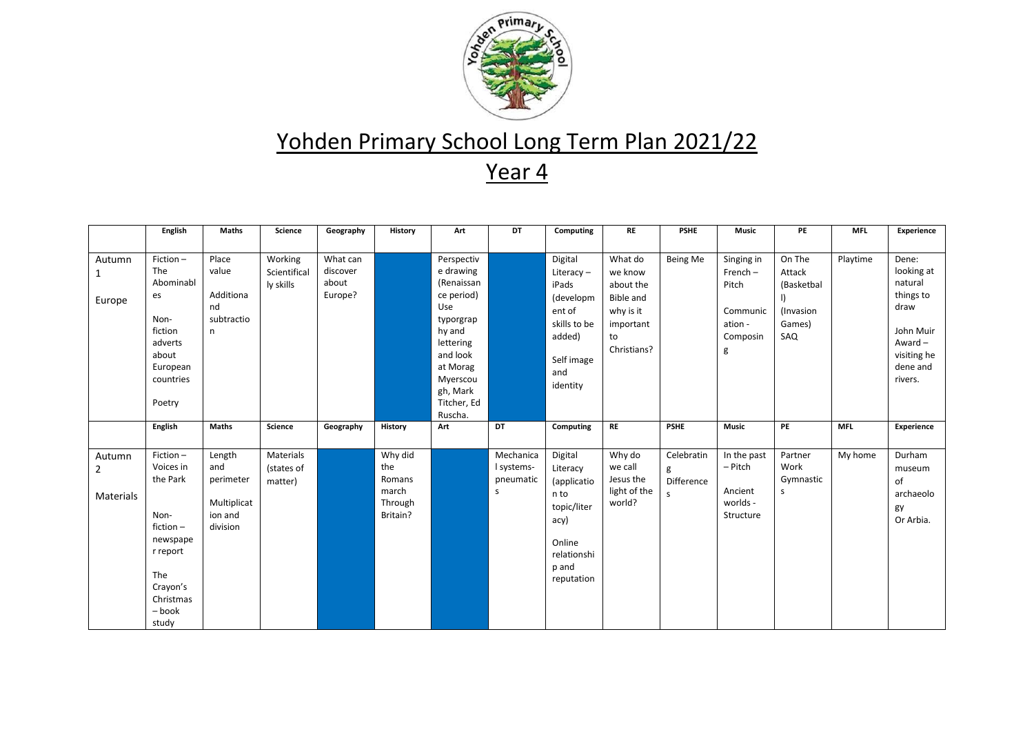# Yohden Primary School Long Term Plan 2021/22

## Year 4

| | English | Maths | Science | Geography | History | Art | DT | Computing | RE | PSHE | Music | PE | MFL | Experience |
|---|---|---|---|---|---|---|---|---|---|---|---|---|---|---|
| Autumn 1 Europe | Fiction – The Abominables<br><br>Non-fiction adverts about European countries<br><br>Poetry | Place value<br><br>Additional and subtraction | Working Scientifically skills | What can discover about Europe? | | Perspective drawing (Renaissance period) Use typography and lettering and look at Morag Myerscough, Mark Titcher, Ed Ruscha. | | Digital Literacy – iPads (development of skills to be added)<br><br>Self image and identity | What do we know about the Bible and why is it important to Christians? | Being Me | Singing in French – Pitch<br><br>Communication - Composing | On The Attack (Basketball) (Invasion Games) SAQ | Playtime | Dene: looking at natural things to draw<br><br>John Muir Award – visiting he dene and rivers. |
| | **English** | **Maths** | **Science** | **Geography** | **History** | **Art** | **DT** | **Computing** | **RE** | **PSHE** | **Music** | **PE** | **MFL** | **Experience** |
| Autumn 2 Materials | Fiction – Voices in the Park<br><br>Non-fiction – newspaper report<br><br>The Crayon's Christmas – book study | Length and perimeter<br><br>Multiplication and division | Materials (states of matter) | | Why did the Romans march Through Britain? | | Mechanical systems- pneumatics | Digital Literacy (application to topic/literacy)<br><br>Online relationship and reputation | Why do we call Jesus the light of the world? | Celebrating Differences | In the past – Pitch<br><br>Ancient worlds - Structure | Partner Work Gymnastics | My home | Durham museum of archaeology Or Arbia. |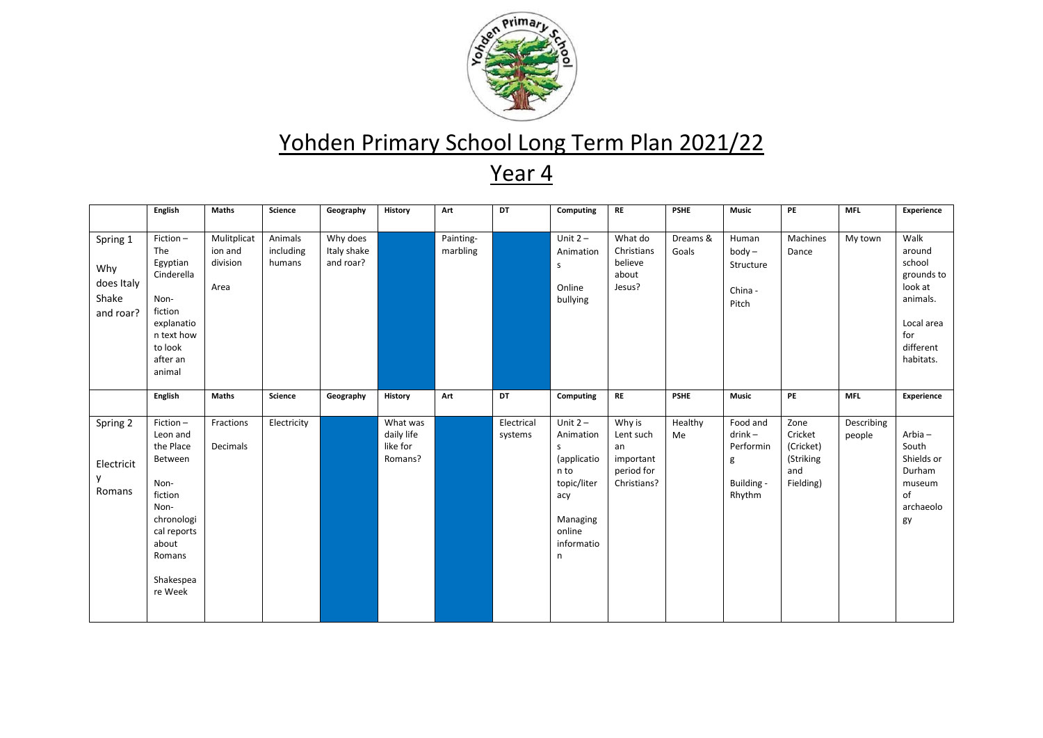# Yohden Primary School Long Term Plan 2021/22

## Year 4

| | English | Maths | Science | Geography | History | Art | DT | Computing | RE | PSHE | Music | PE | MFL | Experience |
|---|---|---|---|---|---|---|---|---|---|---|---|---|---|---|
| Spring 1<br><br>Why does Italy Shake and roar? | Fiction – The Egyptian Cinderella<br><br>Non-fiction explanation text how to look after an animal | Mulitplication and division<br><br>Area | Animals including humans | Why does Italy shake and roar? | | Painting-marbling | | Unit 2 – Animations<br><br>Online bullying | What do Christians believe about Jesus? | Dreams & Goals | Human body – Structure<br><br>China - Pitch | Machines Dance | My town | Walk around school grounds to look at animals.<br><br>Local area for different habitats. |
| | **English** | **Maths** | **Science** | **Geography** | **History** | **Art** | **DT** | **Computing** | **RE** | **PSHE** | **Music** | **PE** | **MFL** | **Experience** |
| Spring 2<br><br>Electricity<br>Romans | Fiction – Leon and the Place Between<br><br>Non-fiction Non-chronological reports about Romans<br><br>Shakespeare Week | Fractions<br><br>Decimals | Electricity | | What was daily life like for Romans? | | Electrical systems | Unit 2 – Animations (application to topic/literacy<br><br>Managing online information | Why is Lent such an important period for Christians? | Healthy Me | Food and drink – Performing<br><br>Building - Rhythm | Zone Cricket (Cricket) (Striking and Fielding) | Describing people | Arbia – South Shields or Durham museum of archaeology |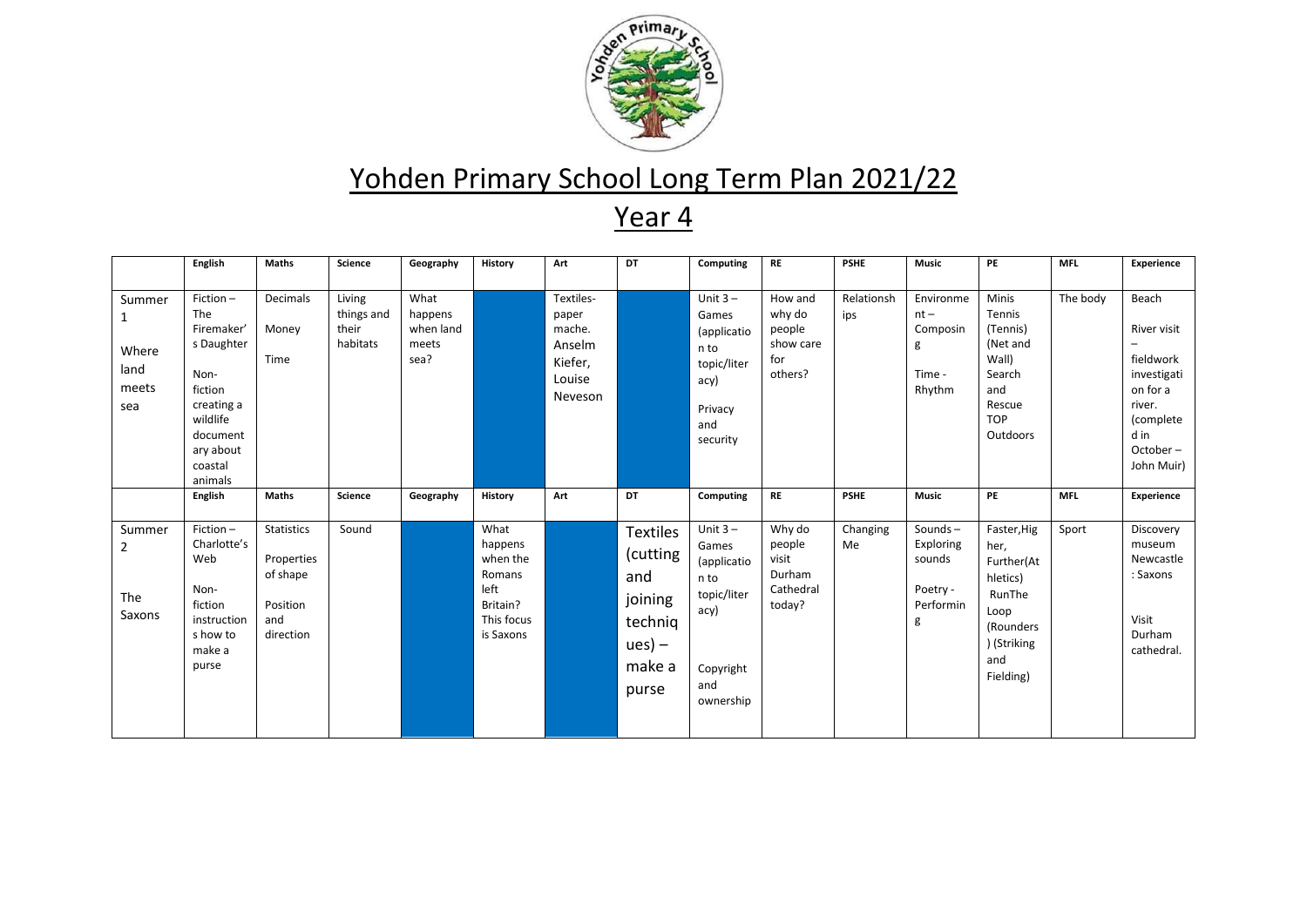# Yohden Primary School Long Term Plan 2021/22

## Year 4

| | English | Maths | Science | Geography | History | Art | DT | Computing | RE | PSHE | Music | PE | MFL | Experience |
|---|---|---|---|---|---|---|---|---|---|---|---|---|---|---|
| Summer 1 Where land meets sea | Fiction – The Firemaker's Daughter Non-fiction creating a wildlife documentary about coastal animals | Decimals Money Time | Living things and their habitats | What happens when land meets sea? | | Textiles- paper mache. Anselm Kiefer, Louise Neveson | | Unit 3 – Games (application to topic/literacy) Privacy and security | How and why do people show care for others? | Relationships | Environment – Composing Time - Rhythm | Minis Tennis (Tennis) (Net and Wall) Search and Rescue TOP Outdoors | The body | Beach River visit – fieldwork investigation for a river. (completed in October – John Muir) |
| | **English** | **Maths** | **Science** | **Geography** | **History** | **Art** | **DT** | **Computing** | **RE** | **PSHE** | **Music** | **PE** | **MFL** | **Experience** |
| Summer 2 The Saxons | Fiction – Charlotte's Web Non-fiction instructions how to make a purse | Statistics Properties of shape Position and direction | Sound | | What happens when the Romans left Britain? This focus is Saxons | | Textiles (cutting and joining techniques) – make a purse | Unit 3 – Games (application to topic/literacy) Copyright and ownership | Why do people visit Durham Cathedral today? | Changing Me | Sounds – Exploring sounds Poetry - Performing | Faster,Higher, Further(Athletics) RunThe Loop (Rounders) (Striking and Fielding) | Sport | Discovery museum Newcastle : Saxons Visit Durham cathedral. |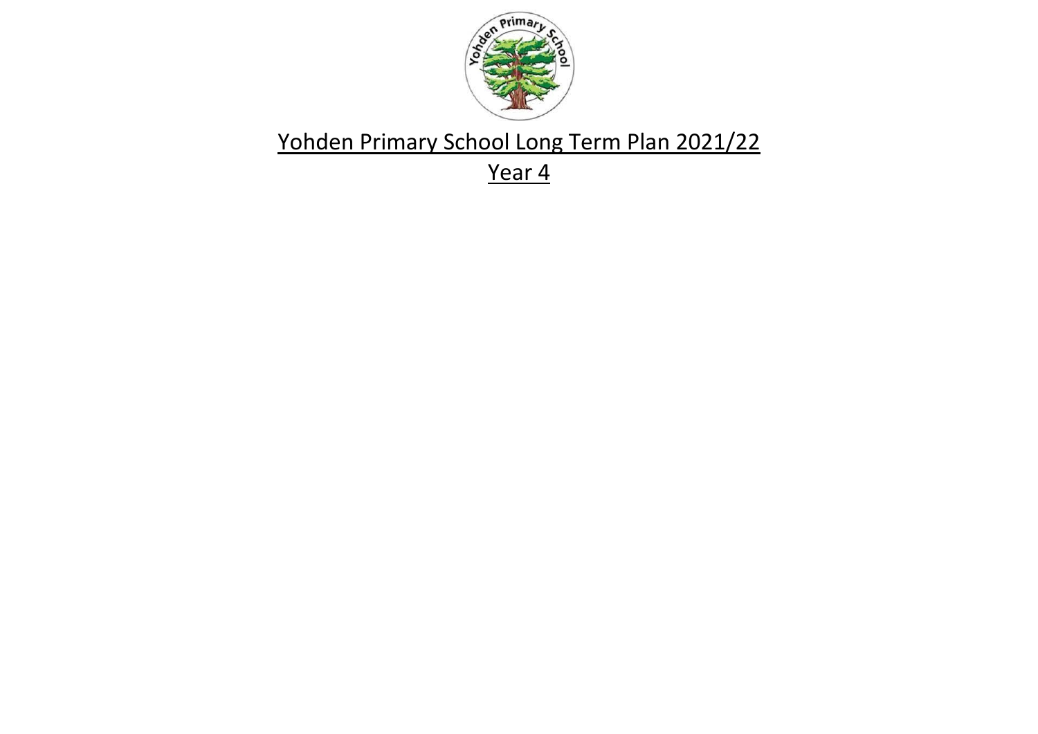# Yohden Primary School Long Term Plan 2021/22

## Year 4